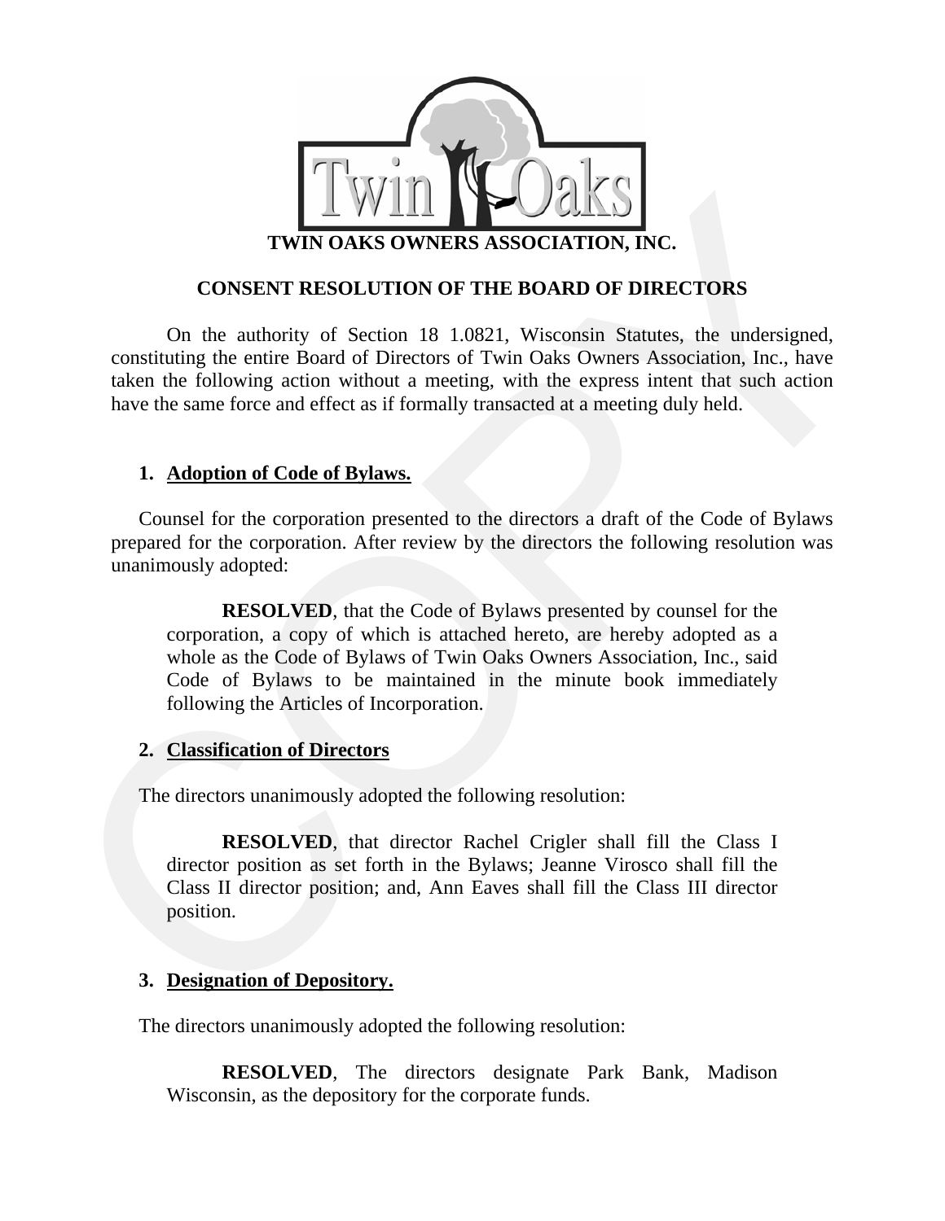# TWIN OAKS OWNERS ASSOCIATION, INC.

## CONSENT RESOLUTION OF THE BOARD OF DIRECTORS

On the authority of Section 18 1.0821, Wisconsin Statutes, the undersigned, constituting the entire Board of Directors of Twin Oaks Owners Association, Inc., have taken the following action without a meeting, with the express intent that such action have the same force and effect as if formally transacted at a meeting duly held.

### 1. Adoption of Code of Bylaws.

Counsel for the corporation presented to the directors a draft of the Code of Bylaws prepared for the corporation. After review by the directors the following resolution was unanimously adopted:

> **RESOLVED**, that the Code of Bylaws presented by counsel for the corporation, a copy of which is attached hereto, are hereby adopted as a whole as the Code of Bylaws of Twin Oaks Owners Association, Inc., said Code of Bylaws to be maintained in the minute book immediately following the Articles of Incorporation.

### 2. Classification of Directors

The directors unanimously adopted the following resolution:

> **RESOLVED**, that director Rachel Crigler shall fill the Class I director position as set forth in the Bylaws; Jeanne Virosco shall fill the Class II director position; and, Ann Eaves shall fill the Class III director position.

### 3. Designation of Depository.

The directors unanimously adopted the following resolution:

> **RESOLVED**, The directors designate Park Bank, Madison Wisconsin, as the depository for the corporate funds.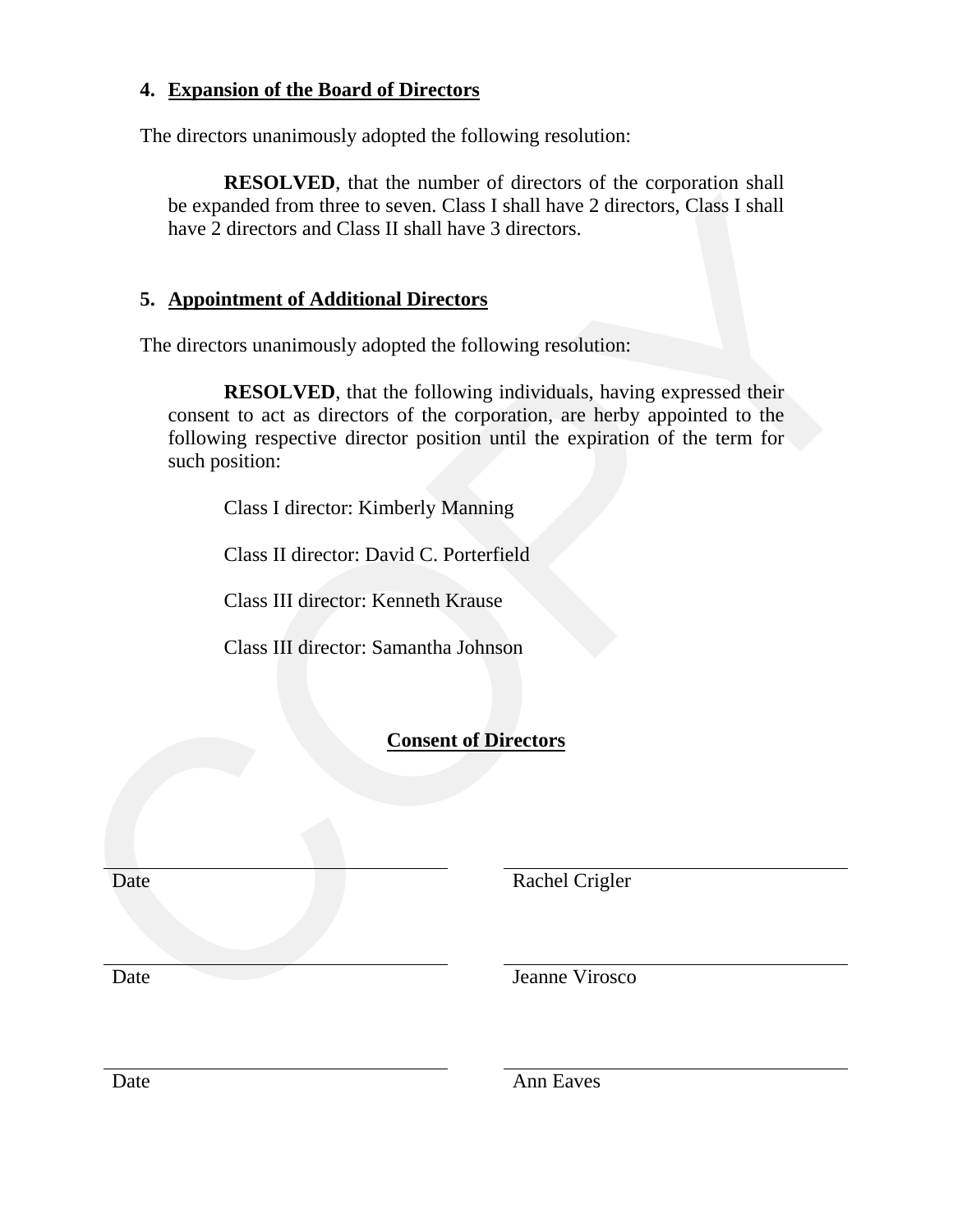**4. Expansion of the Board of Directors**

The directors unanimously adopted the following resolution:

> **RESOLVED**, that the number of directors of the corporation shall be expanded from three to seven. Class I shall have 2 directors, Class I shall have 2 directors and Class II shall have 3 directors.

**5. Appointment of Additional Directors**

The directors unanimously adopted the following resolution:

> **RESOLVED**, that the following individuals, having expressed their consent to act as directors of the corporation, are herby appointed to the following respective director position until the expiration of the term for such position:
>
> Class I director: Kimberly Manning
>
> Class II director: David C. Porterfield
>
> Class III director: Kenneth Krause
>
> Class III director: Samantha Johnson

**Consent of Directors**

| | |
|---|---|
| Date | Rachel Crigler |
| Date | Jeanne Virosco |
| Date | Ann Eaves |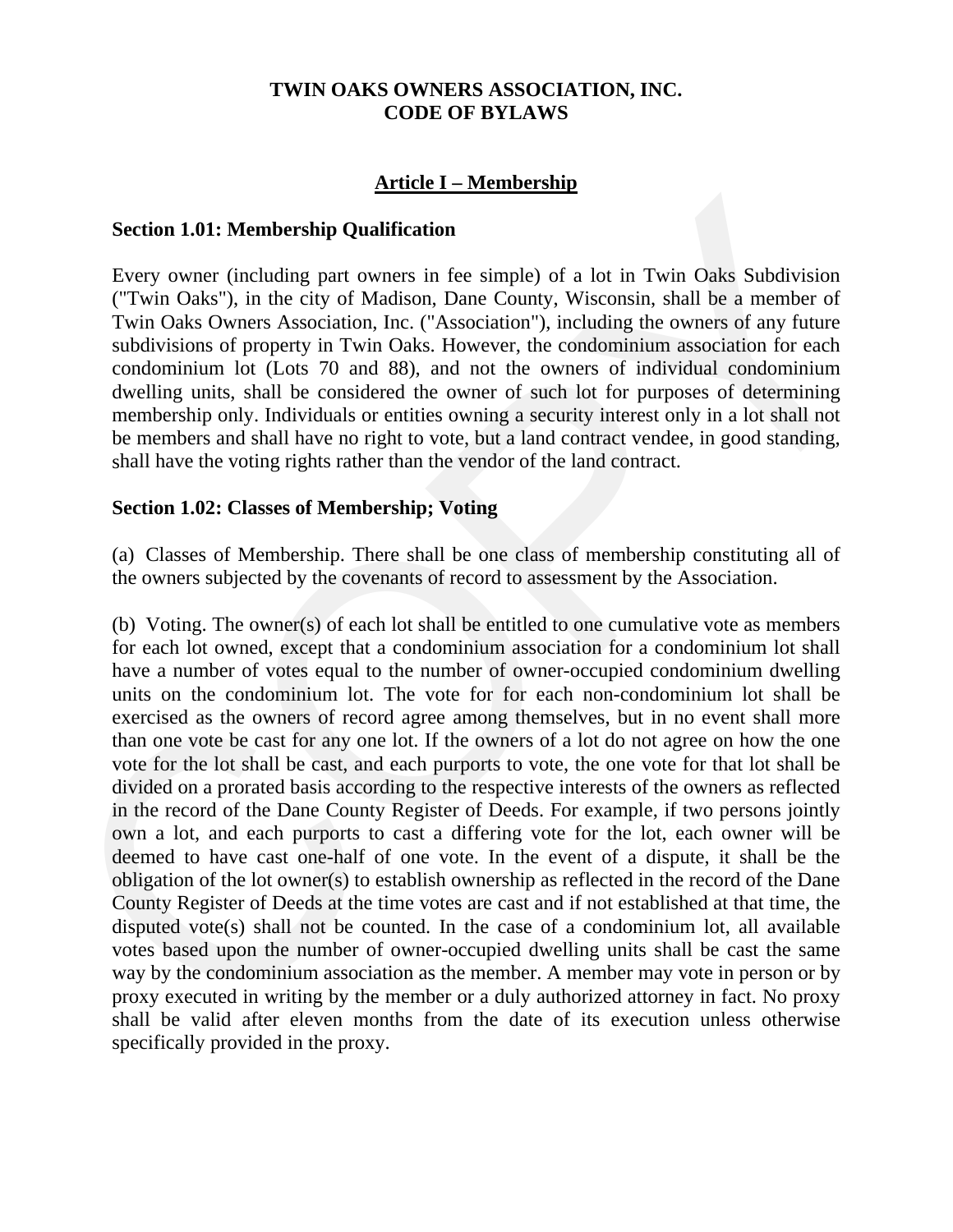# TWIN OAKS OWNERS ASSOCIATION, INC.
# CODE OF BYLAWS

## Article I – Membership

### Section 1.01: Membership Qualification

Every owner (including part owners in fee simple) of a lot in Twin Oaks Subdivision ("Twin Oaks"), in the city of Madison, Dane County, Wisconsin, shall be a member of Twin Oaks Owners Association, Inc. ("Association"), including the owners of any future subdivisions of property in Twin Oaks. However, the condominium association for each condominium lot (Lots 70 and 88), and not the owners of individual condominium dwelling units, shall be considered the owner of such lot for purposes of determining membership only. Individuals or entities owning a security interest only in a lot shall not be members and shall have no right to vote, but a land contract vendee, in good standing, shall have the voting rights rather than the vendor of the land contract.

### Section 1.02: Classes of Membership; Voting

(a) Classes of Membership. There shall be one class of membership constituting all of the owners subjected by the covenants of record to assessment by the Association.

(b) Voting. The owner(s) of each lot shall be entitled to one cumulative vote as members for each lot owned, except that a condominium association for a condominium lot shall have a number of votes equal to the number of owner-occupied condominium dwelling units on the condominium lot. The vote for for each non-condominium lot shall be exercised as the owners of record agree among themselves, but in no event shall more than one vote be cast for any one lot. If the owners of a lot do not agree on how the one vote for the lot shall be cast, and each purports to vote, the one vote for that lot shall be divided on a prorated basis according to the respective interests of the owners as reflected in the record of the Dane County Register of Deeds. For example, if two persons jointly own a lot, and each purports to cast a differing vote for the lot, each owner will be deemed to have cast one-half of one vote. In the event of a dispute, it shall be the obligation of the lot owner(s) to establish ownership as reflected in the record of the Dane County Register of Deeds at the time votes are cast and if not established at that time, the disputed vote(s) shall not be counted. In the case of a condominium lot, all available votes based upon the number of owner-occupied dwelling units shall be cast the same way by the condominium association as the member. A member may vote in person or by proxy executed in writing by the member or a duly authorized attorney in fact. No proxy shall be valid after eleven months from the date of its execution unless otherwise specifically provided in the proxy.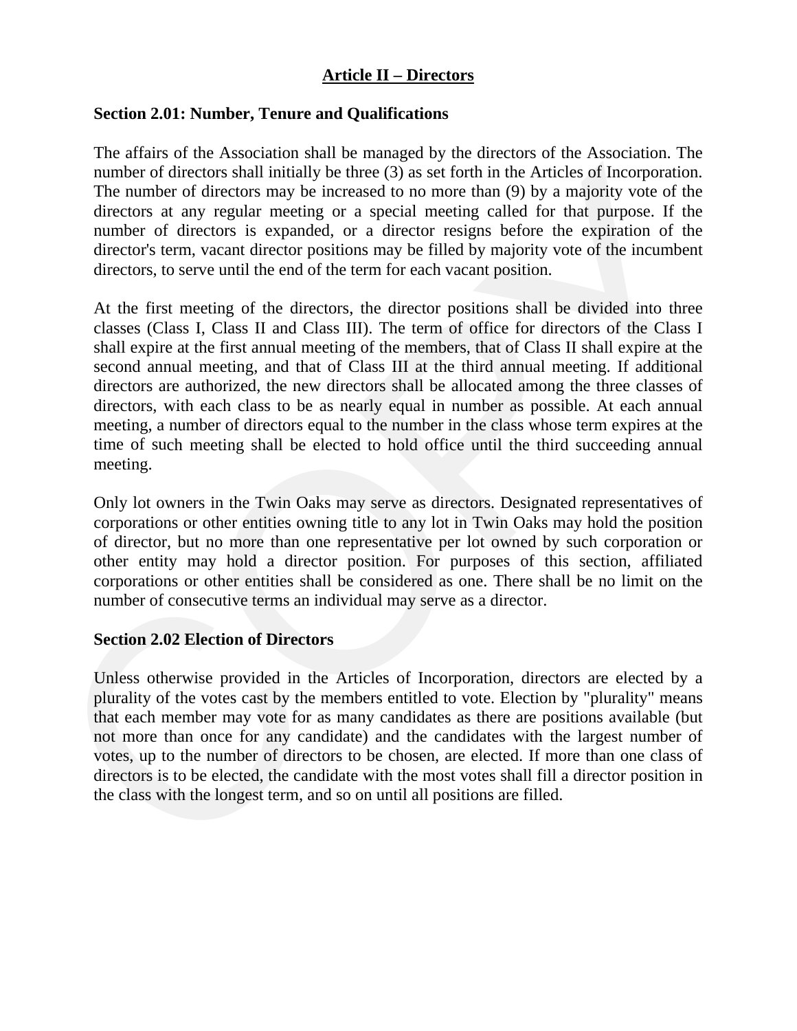## Article II – Directors

### Section 2.01: Number, Tenure and Qualifications

The affairs of the Association shall be managed by the directors of the Association. The number of directors shall initially be three (3) as set forth in the Articles of Incorporation. The number of directors may be increased to no more than (9) by a majority vote of the directors at any regular meeting or a special meeting called for that purpose. If the number of directors is expanded, or a director resigns before the expiration of the director's term, vacant director positions may be filled by majority vote of the incumbent directors, to serve until the end of the term for each vacant position.

At the first meeting of the directors, the director positions shall be divided into three classes (Class I, Class II and Class III). The term of office for directors of the Class I shall expire at the first annual meeting of the members, that of Class II shall expire at the second annual meeting, and that of Class III at the third annual meeting. If additional directors are authorized, the new directors shall be allocated among the three classes of directors, with each class to be as nearly equal in number as possible. At each annual meeting, a number of directors equal to the number in the class whose term expires at the time of such meeting shall be elected to hold office until the third succeeding annual meeting.

Only lot owners in the Twin Oaks may serve as directors. Designated representatives of corporations or other entities owning title to any lot in Twin Oaks may hold the position of director, but no more than one representative per lot owned by such corporation or other entity may hold a director position. For purposes of this section, affiliated corporations or other entities shall be considered as one. There shall be no limit on the number of consecutive terms an individual may serve as a director.

### Section 2.02 Election of Directors

Unless otherwise provided in the Articles of Incorporation, directors are elected by a plurality of the votes cast by the members entitled to vote. Election by "plurality" means that each member may vote for as many candidates as there are positions available (but not more than once for any candidate) and the candidates with the largest number of votes, up to the number of directors to be chosen, are elected. If more than one class of directors is to be elected, the candidate with the most votes shall fill a director position in the class with the longest term, and so on until all positions are filled.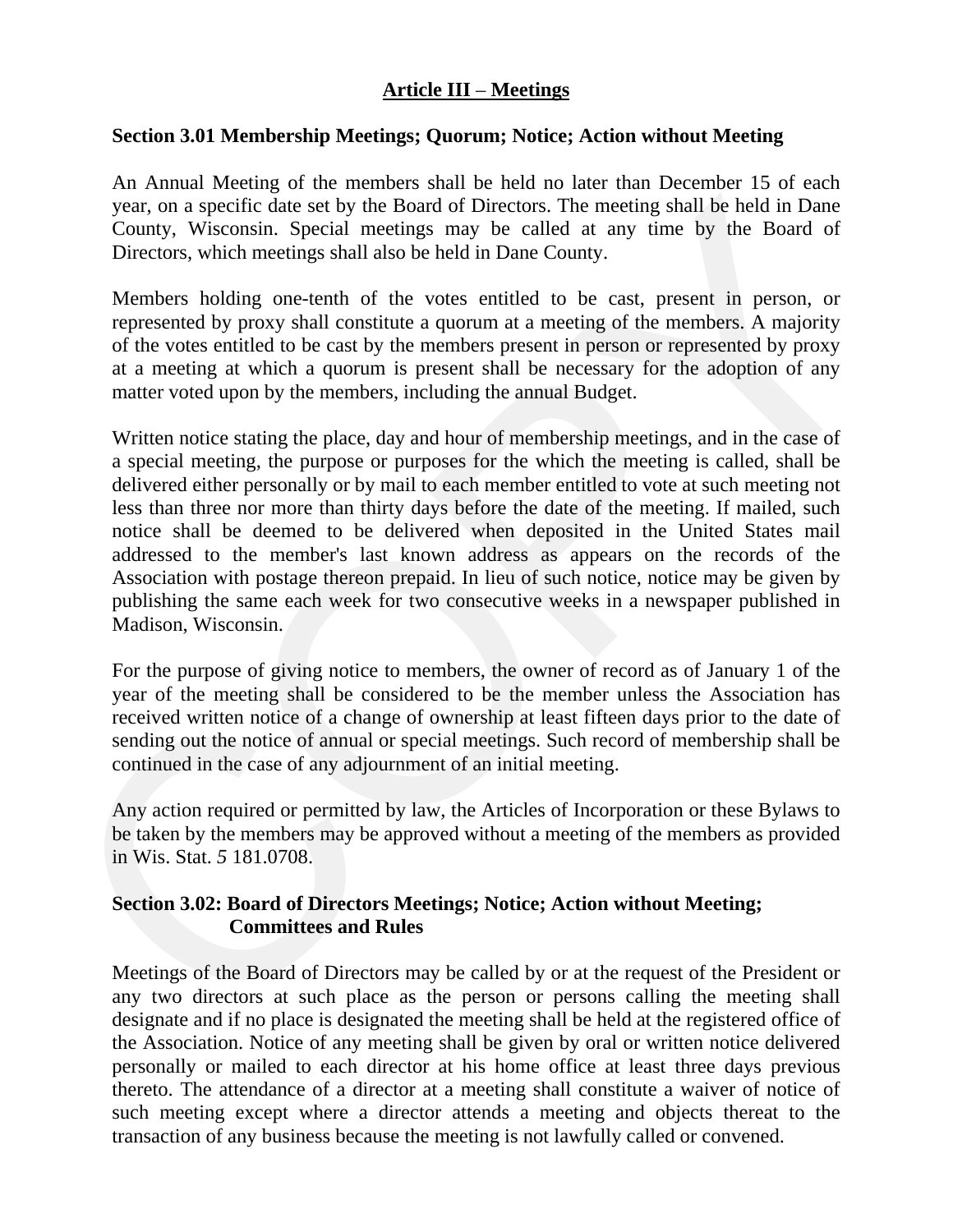## Article III – Meetings

### Section 3.01 Membership Meetings; Quorum; Notice; Action without Meeting

An Annual Meeting of the members shall be held no later than December 15 of each year, on a specific date set by the Board of Directors. The meeting shall be held in Dane County, Wisconsin. Special meetings may be called at any time by the Board of Directors, which meetings shall also be held in Dane County.

Members holding one-tenth of the votes entitled to be cast, present in person, or represented by proxy shall constitute a quorum at a meeting of the members. A majority of the votes entitled to be cast by the members present in person or represented by proxy at a meeting at which a quorum is present shall be necessary for the adoption of any matter voted upon by the members, including the annual Budget.

Written notice stating the place, day and hour of membership meetings, and in the case of a special meeting, the purpose or purposes for the which the meeting is called, shall be delivered either personally or by mail to each member entitled to vote at such meeting not less than three nor more than thirty days before the date of the meeting. If mailed, such notice shall be deemed to be delivered when deposited in the United States mail addressed to the member's last known address as appears on the records of the Association with postage thereon prepaid. In lieu of such notice, notice may be given by publishing the same each week for two consecutive weeks in a newspaper published in Madison, Wisconsin.

For the purpose of giving notice to members, the owner of record as of January 1 of the year of the meeting shall be considered to be the member unless the Association has received written notice of a change of ownership at least fifteen days prior to the date of sending out the notice of annual or special meetings. Such record of membership shall be continued in the case of any adjournment of an initial meeting.

Any action required or permitted by law, the Articles of Incorporation or these Bylaws to be taken by the members may be approved without a meeting of the members as provided in Wis. Stat. *5* 181.0708.

### Section 3.02: Board of Directors Meetings; Notice; Action without Meeting; Committees and Rules

Meetings of the Board of Directors may be called by or at the request of the President or any two directors at such place as the person or persons calling the meeting shall designate and if no place is designated the meeting shall be held at the registered office of the Association. Notice of any meeting shall be given by oral or written notice delivered personally or mailed to each director at his home office at least three days previous thereto. The attendance of a director at a meeting shall constitute a waiver of notice of such meeting except where a director attends a meeting and objects thereat to the transaction of any business because the meeting is not lawfully called or convened.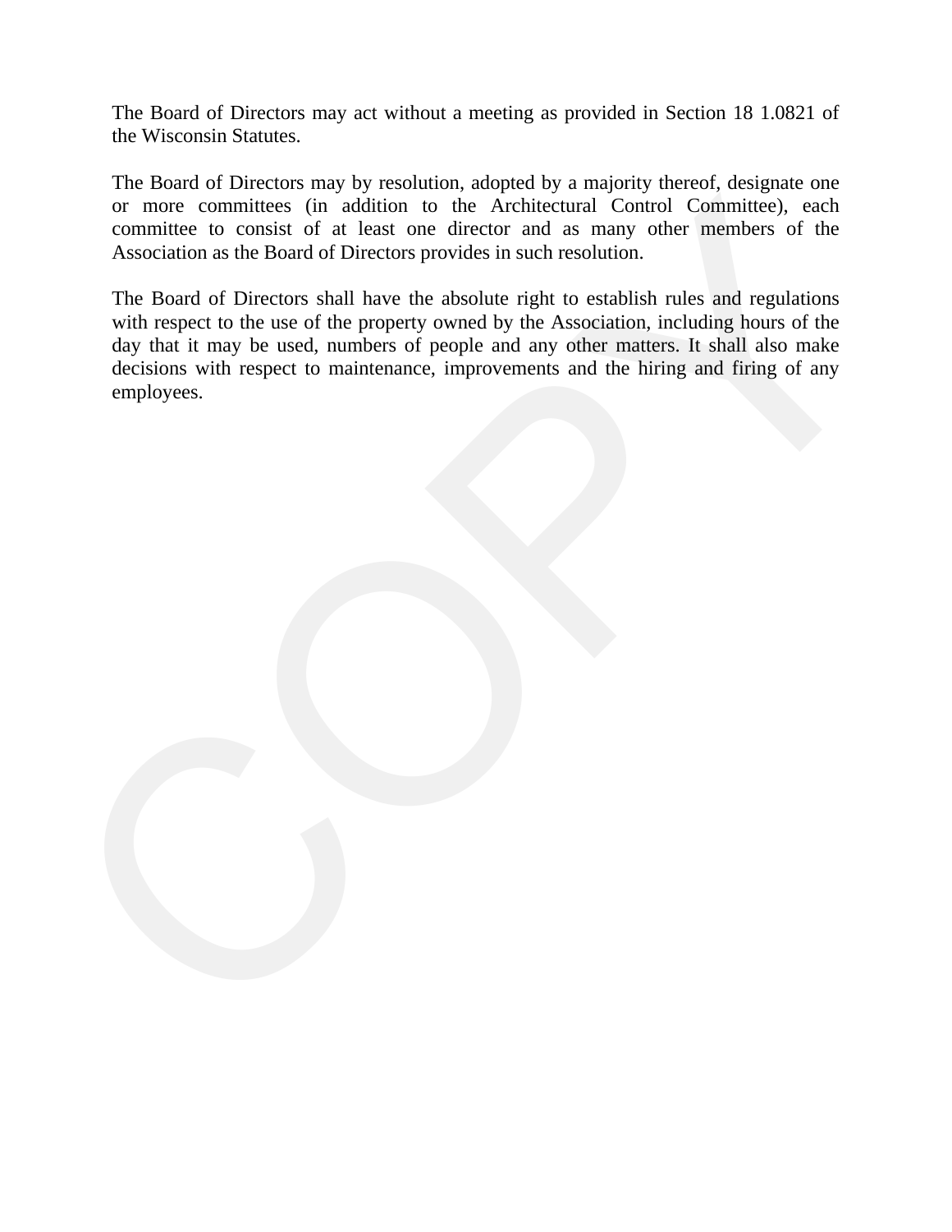The Board of Directors may act without a meeting as provided in Section 18 1.0821 of the Wisconsin Statutes.

The Board of Directors may by resolution, adopted by a majority thereof, designate one or more committees (in addition to the Architectural Control Committee), each committee to consist of at least one director and as many other members of the Association as the Board of Directors provides in such resolution.

The Board of Directors shall have the absolute right to establish rules and regulations with respect to the use of the property owned by the Association, including hours of the day that it may be used, numbers of people and any other matters. It shall also make decisions with respect to maintenance, improvements and the hiring and firing of any employees.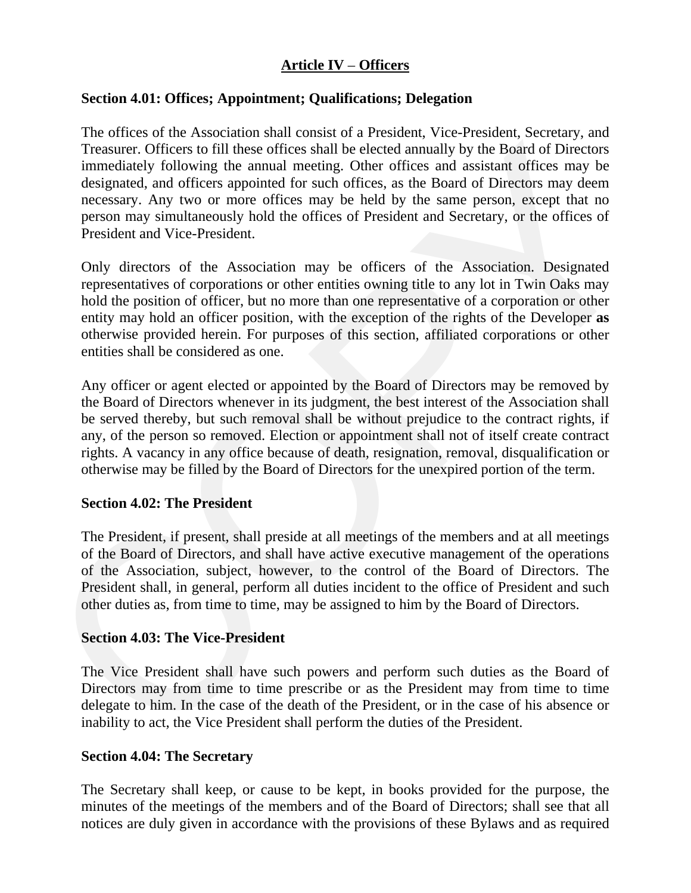## Article IV – Officers

**Section 4.01: Offices; Appointment; Qualifications; Delegation**

The offices of the Association shall consist of a President, Vice-President, Secretary, and Treasurer. Officers to fill these offices shall be elected annually by the Board of Directors immediately following the annual meeting. Other offices and assistant offices may be designated, and officers appointed for such offices, as the Board of Directors may deem necessary. Any two or more offices may be held by the same person, except that no person may simultaneously hold the offices of President and Secretary, or the offices of President and Vice-President.

Only directors of the Association may be officers of the Association. Designated representatives of corporations or other entities owning title to any lot in Twin Oaks may hold the position of officer, but no more than one representative of a corporation or other entity may hold an officer position, with the exception of the rights of the Developer **as** otherwise provided herein. For purposes of this section, affiliated corporations or other entities shall be considered as one.

Any officer or agent elected or appointed by the Board of Directors may be removed by the Board of Directors whenever in its judgment, the best interest of the Association shall be served thereby, but such removal shall be without prejudice to the contract rights, if any, of the person so removed. Election or appointment shall not of itself create contract rights. A vacancy in any office because of death, resignation, removal, disqualification or otherwise may be filled by the Board of Directors for the unexpired portion of the term.

**Section 4.02: The President**

The President, if present, shall preside at all meetings of the members and at all meetings of the Board of Directors, and shall have active executive management of the operations of the Association, subject, however, to the control of the Board of Directors. The President shall, in general, perform all duties incident to the office of President and such other duties as, from time to time, may be assigned to him by the Board of Directors.

**Section 4.03: The Vice-President**

The Vice President shall have such powers and perform such duties as the Board of Directors may from time to time prescribe or as the President may from time to time delegate to him. In the case of the death of the President, or in the case of his absence or inability to act, the Vice President shall perform the duties of the President.

**Section 4.04: The Secretary**

The Secretary shall keep, or cause to be kept, in books provided for the purpose, the minutes of the meetings of the members and of the Board of Directors; shall see that all notices are duly given in accordance with the provisions of these Bylaws and as required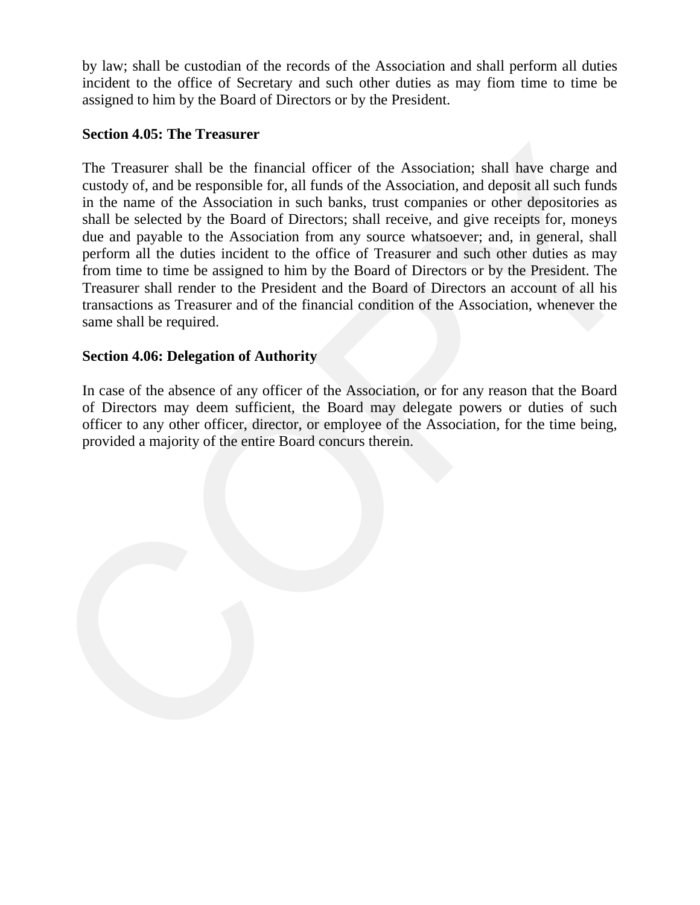by law; shall be custodian of the records of the Association and shall perform all duties incident to the office of Secretary and such other duties as may fiom time to time be assigned to him by the Board of Directors or by the President.

**Section 4.05: The Treasurer**

The Treasurer shall be the financial officer of the Association; shall have charge and custody of, and be responsible for, all funds of the Association, and deposit all such funds in the name of the Association in such banks, trust companies or other depositories as shall be selected by the Board of Directors; shall receive, and give receipts for, moneys due and payable to the Association from any source whatsoever; and, in general, shall perform all the duties incident to the office of Treasurer and such other duties as may from time to time be assigned to him by the Board of Directors or by the President. The Treasurer shall render to the President and the Board of Directors an account of all his transactions as Treasurer and of the financial condition of the Association, whenever the same shall be required.

**Section 4.06: Delegation of Authority**

In case of the absence of any officer of the Association, or for any reason that the Board of Directors may deem sufficient, the Board may delegate powers or duties of such officer to any other officer, director, or employee of the Association, for the time being, provided a majority of the entire Board concurs therein.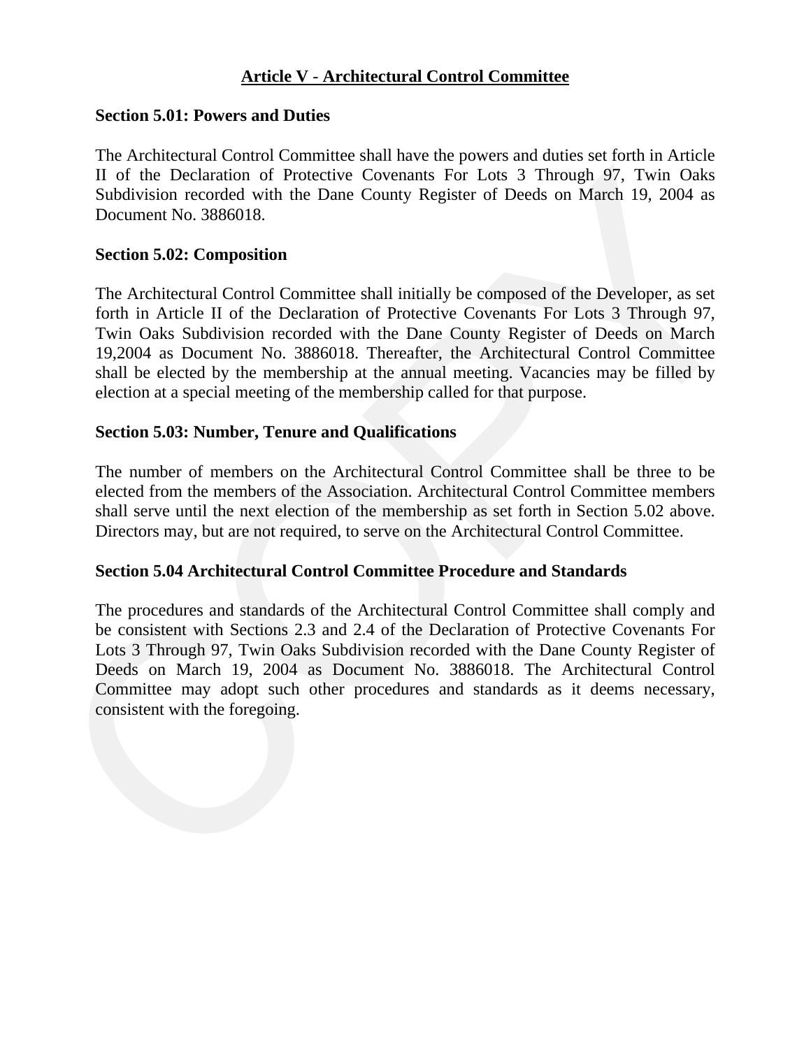## Article V - Architectural Control Committee

**Section 5.01: Powers and Duties**

The Architectural Control Committee shall have the powers and duties set forth in Article II of the Declaration of Protective Covenants For Lots 3 Through 97, Twin Oaks Subdivision recorded with the Dane County Register of Deeds on March 19, 2004 as Document No. 3886018.

**Section 5.02: Composition**

The Architectural Control Committee shall initially be composed of the Developer, as set forth in Article II of the Declaration of Protective Covenants For Lots 3 Through 97, Twin Oaks Subdivision recorded with the Dane County Register of Deeds on March 19,2004 as Document No. 3886018. Thereafter, the Architectural Control Committee shall be elected by the membership at the annual meeting. Vacancies may be filled by election at a special meeting of the membership called for that purpose.

**Section 5.03: Number, Tenure and Qualifications**

The number of members on the Architectural Control Committee shall be three to be elected from the members of the Association. Architectural Control Committee members shall serve until the next election of the membership as set forth in Section 5.02 above. Directors may, but are not required, to serve on the Architectural Control Committee.

**Section 5.04 Architectural Control Committee Procedure and Standards**

The procedures and standards of the Architectural Control Committee shall comply and be consistent with Sections 2.3 and 2.4 of the Declaration of Protective Covenants For Lots 3 Through 97, Twin Oaks Subdivision recorded with the Dane County Register of Deeds on March 19, 2004 as Document No. 3886018. The Architectural Control Committee may adopt such other procedures and standards as it deems necessary, consistent with the foregoing.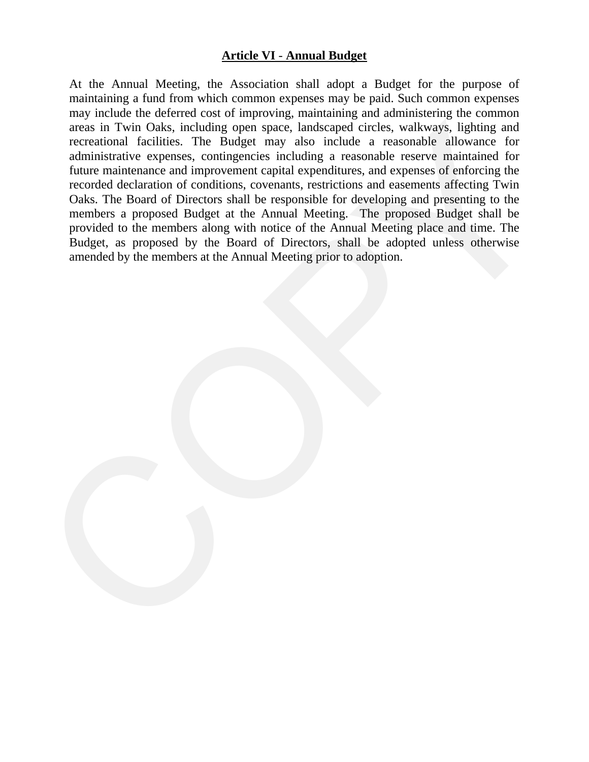## Article VI - Annual Budget

At the Annual Meeting, the Association shall adopt a Budget for the purpose of maintaining a fund from which common expenses may be paid. Such common expenses may include the deferred cost of improving, maintaining and administering the common areas in Twin Oaks, including open space, landscaped circles, walkways, lighting and recreational facilities. The Budget may also include a reasonable allowance for administrative expenses, contingencies including a reasonable reserve maintained for future maintenance and improvement capital expenditures, and expenses of enforcing the recorded declaration of conditions, covenants, restrictions and easements affecting Twin Oaks. The Board of Directors shall be responsible for developing and presenting to the members a proposed Budget at the Annual Meeting. The proposed Budget shall be provided to the members along with notice of the Annual Meeting place and time. The Budget, as proposed by the Board of Directors, shall be adopted unless otherwise amended by the members at the Annual Meeting prior to adoption.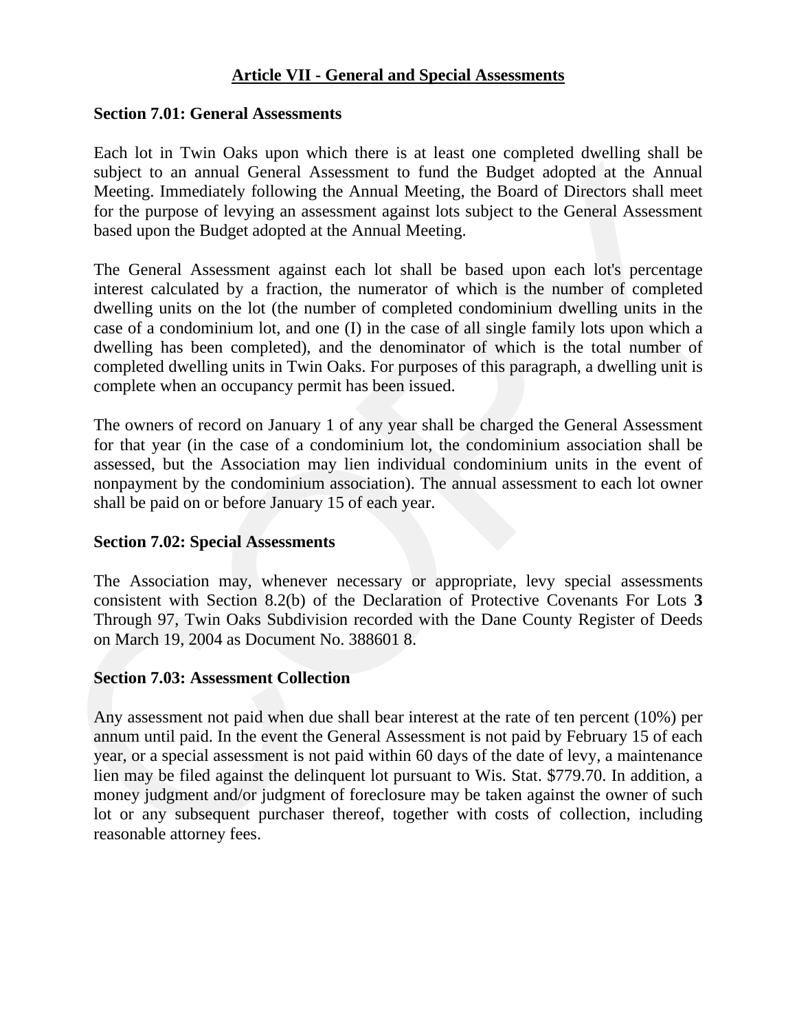## Article VII - General and Special Assessments

### Section 7.01: General Assessments

Each lot in Twin Oaks upon which there is at least one completed dwelling shall be subject to an annual General Assessment to fund the Budget adopted at the Annual Meeting. Immediately following the Annual Meeting, the Board of Directors shall meet for the purpose of levying an assessment against lots subject to the General Assessment based upon the Budget adopted at the Annual Meeting.

The General Assessment against each lot shall be based upon each lot's percentage interest calculated by a fraction, the numerator of which is the number of completed dwelling units on the lot (the number of completed condominium dwelling units in the case of a condominium lot, and one (I) in the case of all single family lots upon which a dwelling has been completed), and the denominator of which is the total number of completed dwelling units in Twin Oaks. For purposes of this paragraph, a dwelling unit is complete when an occupancy permit has been issued.

The owners of record on January 1 of any year shall be charged the General Assessment for that year (in the case of a condominium lot, the condominium association shall be assessed, but the Association may lien individual condominium units in the event of nonpayment by the condominium association). The annual assessment to each lot owner shall be paid on or before January 15 of each year.

### Section 7.02: Special Assessments

The Association may, whenever necessary or appropriate, levy special assessments consistent with Section 8.2(b) of the Declaration of Protective Covenants For Lots **3** Through 97, Twin Oaks Subdivision recorded with the Dane County Register of Deeds on March 19, 2004 as Document No. 388601 8.

### Section 7.03: Assessment Collection

Any assessment not paid when due shall bear interest at the rate of ten percent (10%) per annum until paid. In the event the General Assessment is not paid by February 15 of each year, or a special assessment is not paid within 60 days of the date of levy, a maintenance lien may be filed against the delinquent lot pursuant to Wis. Stat. $779.70. In addition, a money judgment and/or judgment of foreclosure may be taken against the owner of such lot or any subsequent purchaser thereof, together with costs of collection, including reasonable attorney fees.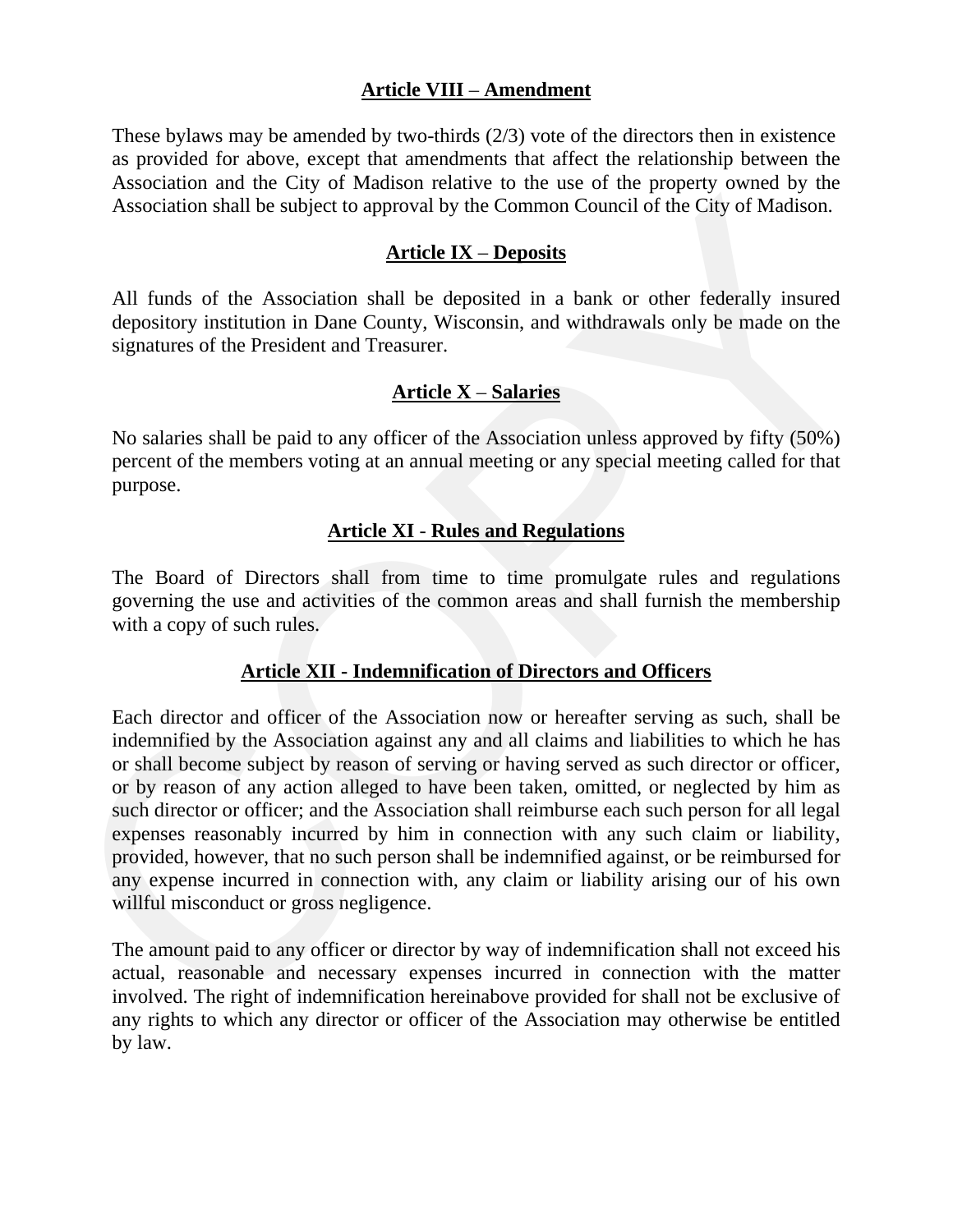## Article VIII – Amendment

These bylaws may be amended by two-thirds (2/3) vote of the directors then in existence as provided for above, except that amendments that affect the relationship between the Association and the City of Madison relative to the use of the property owned by the Association shall be subject to approval by the Common Council of the City of Madison.

## Article IX – Deposits

All funds of the Association shall be deposited in a bank or other federally insured depository institution in Dane County, Wisconsin, and withdrawals only be made on the signatures of the President and Treasurer.

## Article X – Salaries

No salaries shall be paid to any officer of the Association unless approved by fifty (50%) percent of the members voting at an annual meeting or any special meeting called for that purpose.

## Article XI - Rules and Regulations

The Board of Directors shall from time to time promulgate rules and regulations governing the use and activities of the common areas and shall furnish the membership with a copy of such rules.

## Article XII - Indemnification of Directors and Officers

Each director and officer of the Association now or hereafter serving as such, shall be indemnified by the Association against any and all claims and liabilities to which he has or shall become subject by reason of serving or having served as such director or officer, or by reason of any action alleged to have been taken, omitted, or neglected by him as such director or officer; and the Association shall reimburse each such person for all legal expenses reasonably incurred by him in connection with any such claim or liability, provided, however, that no such person shall be indemnified against, or be reimbursed for any expense incurred in connection with, any claim or liability arising our of his own willful misconduct or gross negligence.

The amount paid to any officer or director by way of indemnification shall not exceed his actual, reasonable and necessary expenses incurred in connection with the matter involved. The right of indemnification hereinabove provided for shall not be exclusive of any rights to which any director or officer of the Association may otherwise be entitled by law.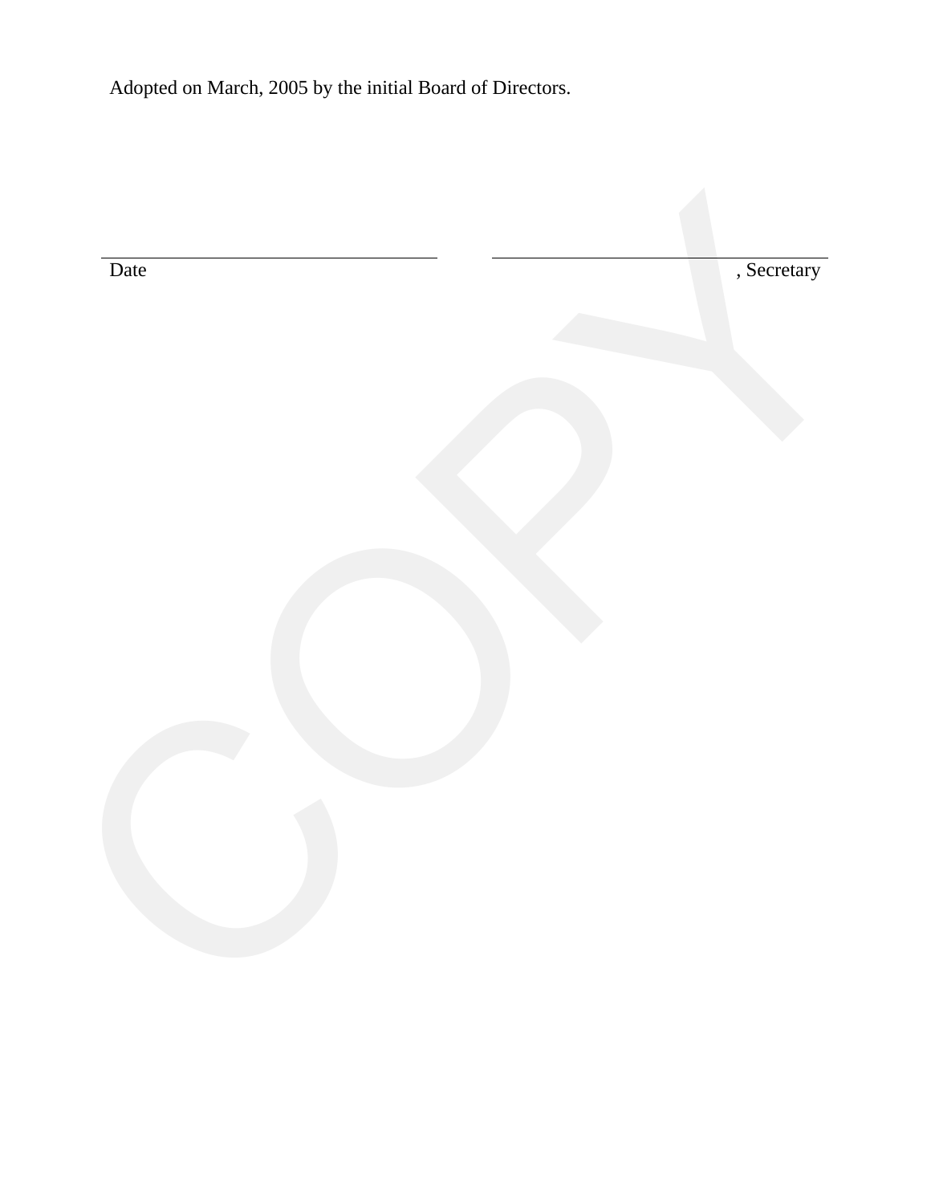Adopted on March, 2005 by the initial Board of Directors.

| | |
|---|---|
| \_\_\_\_\_\_\_\_\_\_\_\_\_\_\_\_\_\_\_\_\_\_\_\_\_\_\_\_\_\_ | \_\_\_\_\_\_\_\_\_\_\_\_\_\_\_\_\_\_\_\_\_\_\_\_\_\_\_\_\_\_ |
| Date | , Secretary |